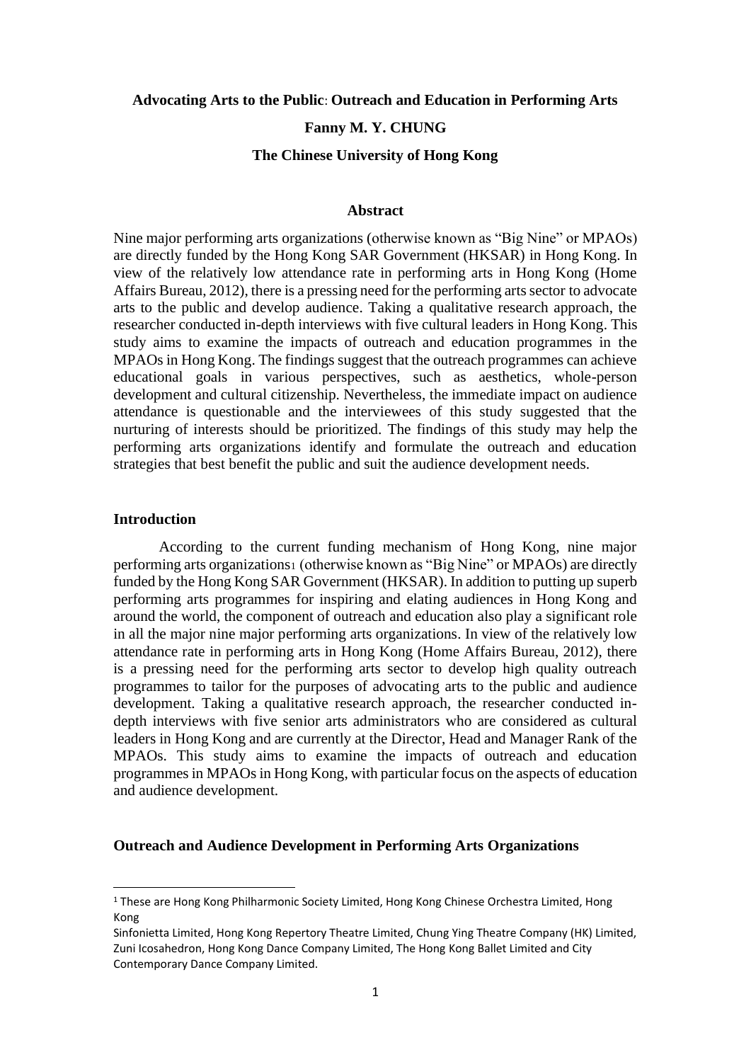# Advocating Arts to the Public: Outreach and Education in Performing Arts

**Fanny M. Y. CHUNG**

**The Chinese University of Hong Kong**

## Abstract

Nine major performing arts organizations (otherwise known as "Big Nine" or MPAOs) are directly funded by the Hong Kong SAR Government (HKSAR) in Hong Kong. In view of the relatively low attendance rate in performing arts in Hong Kong (Home Affairs Bureau, 2012), there is a pressing need for the performing arts sector to advocate arts to the public and develop audience. Taking a qualitative research approach, the researcher conducted in-depth interviews with five cultural leaders in Hong Kong. This study aims to examine the impacts of outreach and education programmes in the MPAOs in Hong Kong. The findings suggest that the outreach programmes can achieve educational goals in various perspectives, such as aesthetics, whole-person development and cultural citizenship. Nevertheless, the immediate impact on audience attendance is questionable and the interviewees of this study suggested that the nurturing of interests should be prioritized. The findings of this study may help the performing arts organizations identify and formulate the outreach and education strategies that best benefit the public and suit the audience development needs.

## Introduction

According to the current funding mechanism of Hong Kong, nine major performing arts organizations[1] (otherwise known as "Big Nine" or MPAOs) are directly funded by the Hong Kong SAR Government (HKSAR). In addition to putting up superb performing arts programmes for inspiring and elating audiences in Hong Kong and around the world, the component of outreach and education also play a significant role in all the major nine major performing arts organizations. In view of the relatively low attendance rate in performing arts in Hong Kong (Home Affairs Bureau, 2012), there is a pressing need for the performing arts sector to develop high quality outreach programmes to tailor for the purposes of advocating arts to the public and audience development. Taking a qualitative research approach, the researcher conducted in-depth interviews with five senior arts administrators who are considered as cultural leaders in Hong Kong and are currently at the Director, Head and Manager Rank of the MPAOs. This study aims to examine the impacts of outreach and education programmes in MPAOs in Hong Kong, with particular focus on the aspects of education and audience development.

## Outreach and Audience Development in Performing Arts Organizations

[1] These are Hong Kong Philharmonic Society Limited, Hong Kong Chinese Orchestra Limited, Hong Kong Sinfonietta Limited, Hong Kong Repertory Theatre Limited, Chung Ying Theatre Company (HK) Limited, Zuni Icosahedron, Hong Kong Dance Company Limited, The Hong Kong Ballet Limited and City Contemporary Dance Company Limited.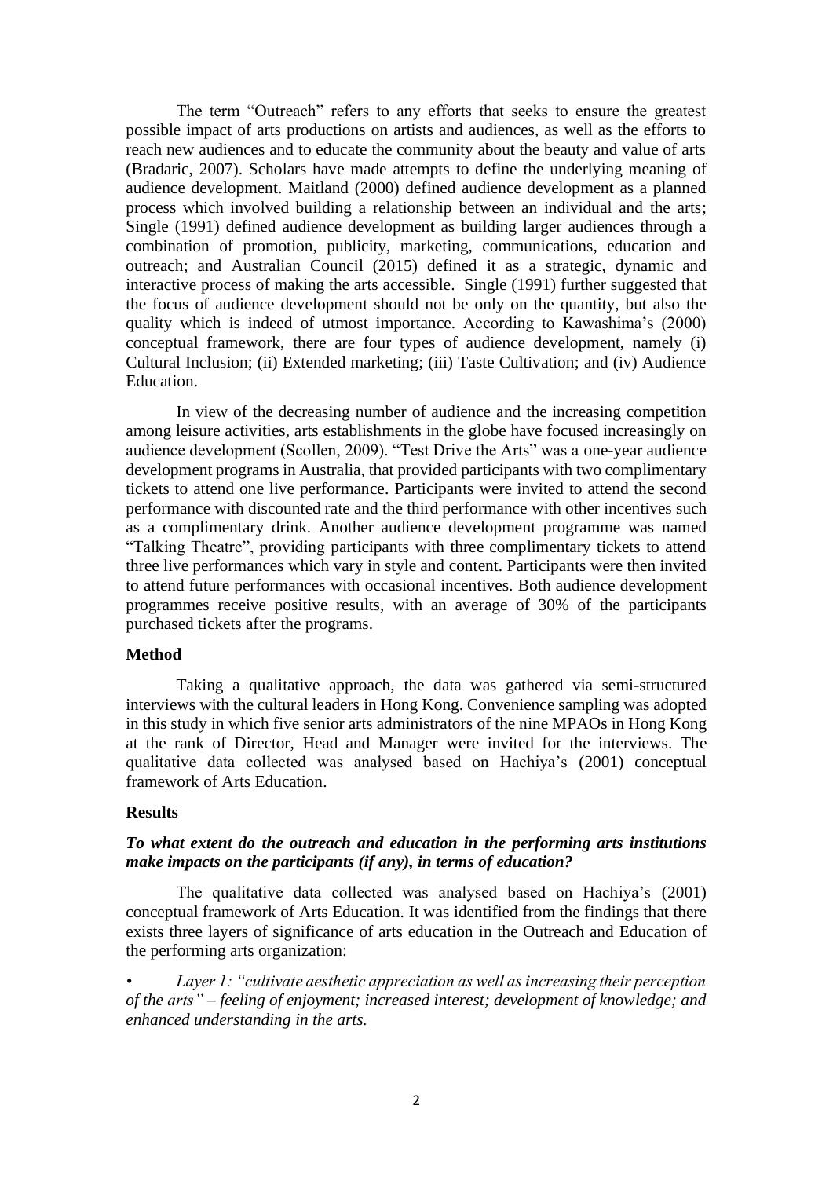The term "Outreach" refers to any efforts that seeks to ensure the greatest possible impact of arts productions on artists and audiences, as well as the efforts to reach new audiences and to educate the community about the beauty and value of arts (Bradaric, 2007). Scholars have made attempts to define the underlying meaning of audience development. Maitland (2000) defined audience development as a planned process which involved building a relationship between an individual and the arts; Single (1991) defined audience development as building larger audiences through a combination of promotion, publicity, marketing, communications, education and outreach; and Australian Council (2015) defined it as a strategic, dynamic and interactive process of making the arts accessible. Single (1991) further suggested that the focus of audience development should not be only on the quantity, but also the quality which is indeed of utmost importance. According to Kawashima's (2000) conceptual framework, there are four types of audience development, namely (i) Cultural Inclusion; (ii) Extended marketing; (iii) Taste Cultivation; and (iv) Audience Education.

In view of the decreasing number of audience and the increasing competition among leisure activities, arts establishments in the globe have focused increasingly on audience development (Scollen, 2009). "Test Drive the Arts" was a one-year audience development programs in Australia, that provided participants with two complimentary tickets to attend one live performance. Participants were invited to attend the second performance with discounted rate and the third performance with other incentives such as a complimentary drink. Another audience development programme was named "Talking Theatre", providing participants with three complimentary tickets to attend three live performances which vary in style and content. Participants were then invited to attend future performances with occasional incentives. Both audience development programmes receive positive results, with an average of 30% of the participants purchased tickets after the programs.

## Method

Taking a qualitative approach, the data was gathered via semi-structured interviews with the cultural leaders in Hong Kong. Convenience sampling was adopted in this study in which five senior arts administrators of the nine MPAOs in Hong Kong at the rank of Director, Head and Manager were invited for the interviews. The qualitative data collected was analysed based on Hachiya's (2001) conceptual framework of Arts Education.

## Results

### *To what extent do the outreach and education in the performing arts institutions make impacts on the participants (if any), in terms of education?*

The qualitative data collected was analysed based on Hachiya's (2001) conceptual framework of Arts Education. It was identified from the findings that there exists three layers of significance of arts education in the Outreach and Education of the performing arts organization:

- *Layer 1: "cultivate aesthetic appreciation as well as increasing their perception of the arts" – feeling of enjoyment; increased interest; development of knowledge; and enhanced understanding in the arts.*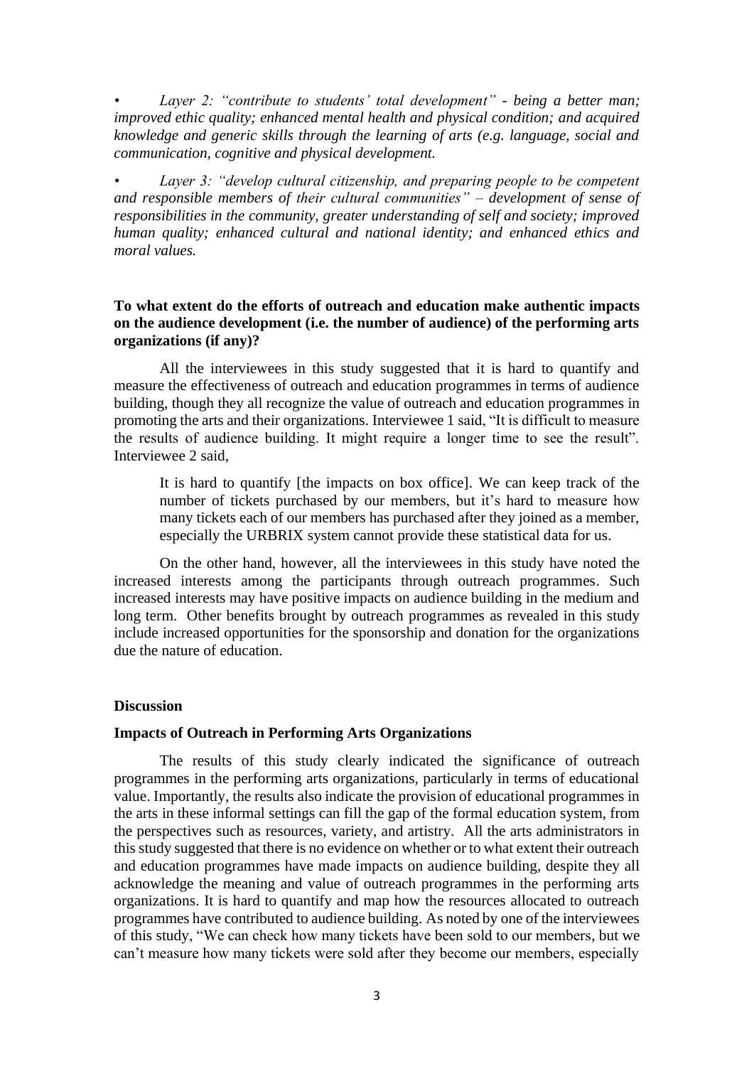- *Layer 2: "contribute to students' total development" - being a better man; improved ethic quality; enhanced mental health and physical condition; and acquired knowledge and generic skills through the learning of arts (e.g. language, social and communication, cognitive and physical development.*

- *Layer 3: "develop cultural citizenship, and preparing people to be competent and responsible members of their cultural communities" – development of sense of responsibilities in the community, greater understanding of self and society; improved human quality; enhanced cultural and national identity; and enhanced ethics and moral values.*

**To what extent do the efforts of outreach and education make authentic impacts on the audience development (i.e. the number of audience) of the performing arts organizations (if any)?**

All the interviewees in this study suggested that it is hard to quantify and measure the effectiveness of outreach and education programmes in terms of audience building, though they all recognize the value of outreach and education programmes in promoting the arts and their organizations. Interviewee 1 said, "It is difficult to measure the results of audience building. It might require a longer time to see the result". Interviewee 2 said,

> It is hard to quantify [the impacts on box office]. We can keep track of the number of tickets purchased by our members, but it's hard to measure how many tickets each of our members has purchased after they joined as a member, especially the URBRIX system cannot provide these statistical data for us.

On the other hand, however, all the interviewees in this study have noted the increased interests among the participants through outreach programmes. Such increased interests may have positive impacts on audience building in the medium and long term. Other benefits brought by outreach programmes as revealed in this study include increased opportunities for the sponsorship and donation for the organizations due the nature of education.

## Discussion

### Impacts of Outreach in Performing Arts Organizations

The results of this study clearly indicated the significance of outreach programmes in the performing arts organizations, particularly in terms of educational value. Importantly, the results also indicate the provision of educational programmes in the arts in these informal settings can fill the gap of the formal education system, from the perspectives such as resources, variety, and artistry. All the arts administrators in this study suggested that there is no evidence on whether or to what extent their outreach and education programmes have made impacts on audience building, despite they all acknowledge the meaning and value of outreach programmes in the performing arts organizations. It is hard to quantify and map how the resources allocated to outreach programmes have contributed to audience building. As noted by one of the interviewees of this study, "We can check how many tickets have been sold to our members, but we can't measure how many tickets were sold after they become our members, especially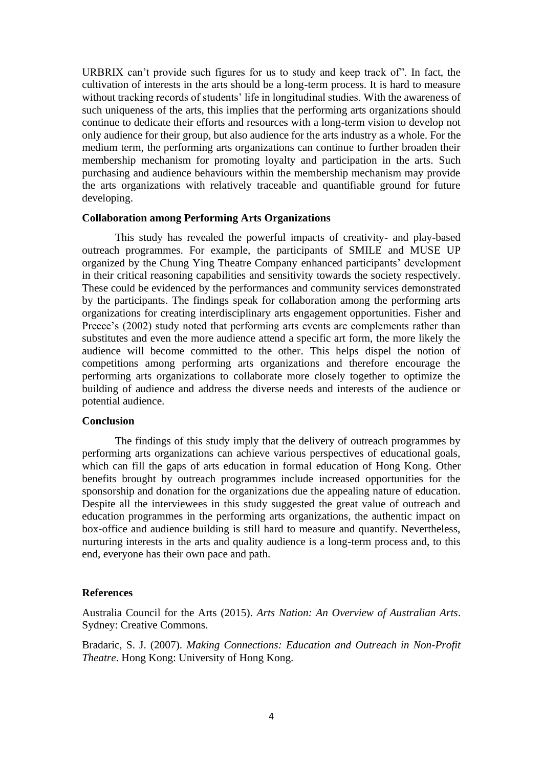URBRIX can't provide such figures for us to study and keep track of". In fact, the cultivation of interests in the arts should be a long-term process. It is hard to measure without tracking records of students' life in longitudinal studies. With the awareness of such uniqueness of the arts, this implies that the performing arts organizations should continue to dedicate their efforts and resources with a long-term vision to develop not only audience for their group, but also audience for the arts industry as a whole. For the medium term, the performing arts organizations can continue to further broaden their membership mechanism for promoting loyalty and participation in the arts. Such purchasing and audience behaviours within the membership mechanism may provide the arts organizations with relatively traceable and quantifiable ground for future developing.

### Collaboration among Performing Arts Organizations

This study has revealed the powerful impacts of creativity- and play-based outreach programmes. For example, the participants of SMILE and MUSE UP organized by the Chung Ying Theatre Company enhanced participants' development in their critical reasoning capabilities and sensitivity towards the society respectively. These could be evidenced by the performances and community services demonstrated by the participants. The findings speak for collaboration among the performing arts organizations for creating interdisciplinary arts engagement opportunities. Fisher and Preece's (2002) study noted that performing arts events are complements rather than substitutes and even the more audience attend a specific art form, the more likely the audience will become committed to the other. This helps dispel the notion of competitions among performing arts organizations and therefore encourage the performing arts organizations to collaborate more closely together to optimize the building of audience and address the diverse needs and interests of the audience or potential audience.

### Conclusion

The findings of this study imply that the delivery of outreach programmes by performing arts organizations can achieve various perspectives of educational goals, which can fill the gaps of arts education in formal education of Hong Kong. Other benefits brought by outreach programmes include increased opportunities for the sponsorship and donation for the organizations due the appealing nature of education. Despite all the interviewees in this study suggested the great value of outreach and education programmes in the performing arts organizations, the authentic impact on box-office and audience building is still hard to measure and quantify. Nevertheless, nurturing interests in the arts and quality audience is a long-term process and, to this end, everyone has their own pace and path.

### References

Australia Council for the Arts (2015). *Arts Nation: An Overview of Australian Arts*. Sydney: Creative Commons.

Bradaric, S. J. (2007). *Making Connections: Education and Outreach in Non-Profit Theatre*. Hong Kong: University of Hong Kong.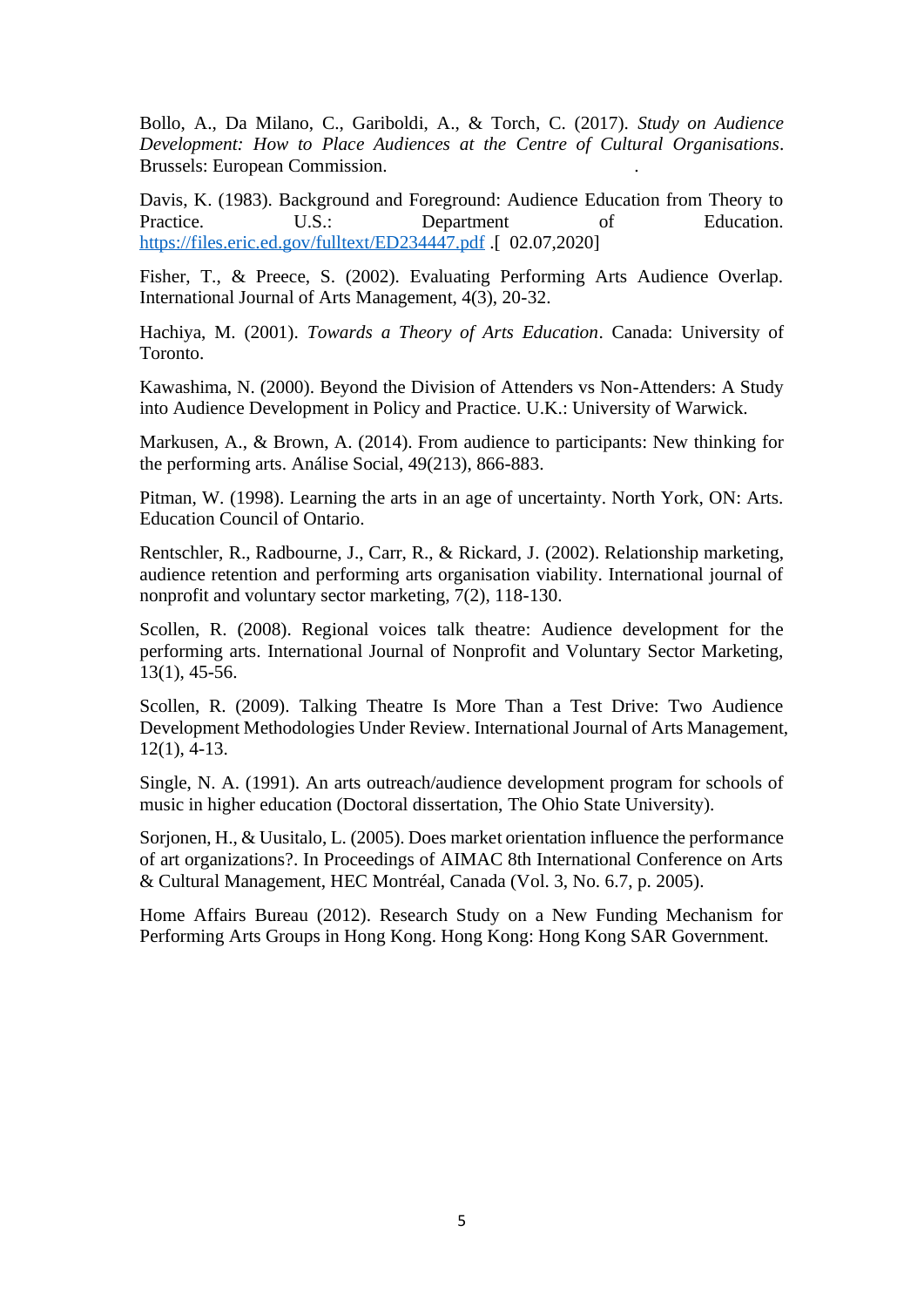Bollo, A., Da Milano, C., Gariboldi, A., & Torch, C. (2017). *Study on Audience Development: How to Place Audiences at the Centre of Cultural Organisations*. Brussels: European Commission. .

Davis, K. (1983). Background and Foreground: Audience Education from Theory to Practice. U.S.: Department of Education. https://files.eric.ed.gov/fulltext/ED234447.pdf .[ 02.07,2020]

Fisher, T., & Preece, S. (2002). Evaluating Performing Arts Audience Overlap. International Journal of Arts Management, 4(3), 20-32.

Hachiya, M. (2001). *Towards a Theory of Arts Education*. Canada: University of Toronto.

Kawashima, N. (2000). Beyond the Division of Attenders vs Non-Attenders: A Study into Audience Development in Policy and Practice. U.K.: University of Warwick.

Markusen, A., & Brown, A. (2014). From audience to participants: New thinking for the performing arts. Análise Social, 49(213), 866-883.

Pitman, W. (1998). Learning the arts in an age of uncertainty. North York, ON: Arts. Education Council of Ontario.

Rentschler, R., Radbourne, J., Carr, R., & Rickard, J. (2002). Relationship marketing, audience retention and performing arts organisation viability. International journal of nonprofit and voluntary sector marketing, 7(2), 118-130.

Scollen, R. (2008). Regional voices talk theatre: Audience development for the performing arts. International Journal of Nonprofit and Voluntary Sector Marketing, 13(1), 45-56.

Scollen, R. (2009). Talking Theatre Is More Than a Test Drive: Two Audience Development Methodologies Under Review. International Journal of Arts Management, 12(1), 4-13.

Single, N. A. (1991). An arts outreach/audience development program for schools of music in higher education (Doctoral dissertation, The Ohio State University).

Sorjonen, H., & Uusitalo, L. (2005). Does market orientation influence the performance of art organizations?. In Proceedings of AIMAC 8th International Conference on Arts & Cultural Management, HEC Montréal, Canada (Vol. 3, No. 6.7, p. 2005).

Home Affairs Bureau (2012). Research Study on a New Funding Mechanism for Performing Arts Groups in Hong Kong. Hong Kong: Hong Kong SAR Government.